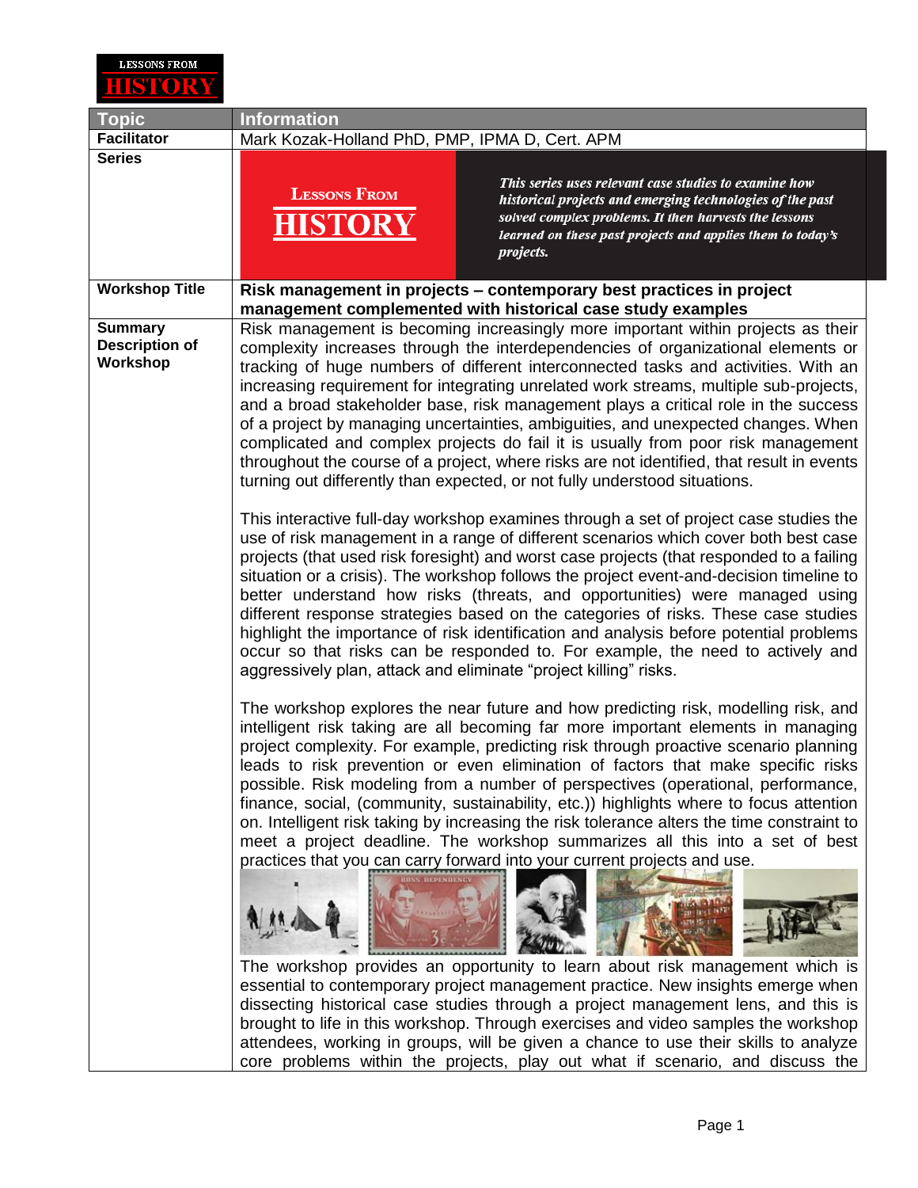LESSONS FROM
HISTORY

| Topic | Information |
| --- | --- |
| Facilitator | Mark Kozak-Holland PhD, PMP, IPMA D, Cert. APM |
| Series | LESSONS FROM HISTORY *This series uses relevant case studies to examine how historical projects and emerging technologies of the past solved complex problems. It then harvests the lessons learned on these past projects and applies them to today's projects.* |
| Workshop Title | **Risk management in projects – contemporary best practices in project management complemented with historical case study examples** |
| Summary Description of Workshop | Risk management is becoming increasingly more important within projects as their complexity increases through the interdependencies of organizational elements or tracking of huge numbers of different interconnected tasks and activities. With an increasing requirement for integrating unrelated work streams, multiple sub-projects, and a broad stakeholder base, risk management plays a critical role in the success of a project by managing uncertainties, ambiguities, and unexpected changes. When complicated and complex projects do fail it is usually from poor risk management throughout the course of a project, where risks are not identified, that result in events turning out differently than expected, or not fully understood situations.<br><br>This interactive full-day workshop examines through a set of project case studies the use of risk management in a range of different scenarios which cover both best case projects (that used risk foresight) and worst case projects (that responded to a failing situation or a crisis). The workshop follows the project event-and-decision timeline to better understand how risks (threats, and opportunities) were managed using different response strategies based on the categories of risks. These case studies highlight the importance of risk identification and analysis before potential problems occur so that risks can be responded to. For example, the need to actively and aggressively plan, attack and eliminate "project killing" risks.<br><br>The workshop explores the near future and how predicting risk, modelling risk, and intelligent risk taking are all becoming far more important elements in managing project complexity. For example, predicting risk through proactive scenario planning leads to risk prevention or even elimination of factors that make specific risks possible. Risk modeling from a number of perspectives (operational, performance, finance, social, (community, sustainability, etc.)) highlights where to focus attention on. Intelligent risk taking by increasing the risk tolerance alters the time constraint to meet a project deadline. The workshop summarizes all this into a set of best practices that you can carry forward into your current projects and use.<br><br>The workshop provides an opportunity to learn about risk management which is essential to contemporary project management practice. New insights emerge when dissecting historical case studies through a project management lens, and this is brought to life in this workshop. Through exercises and video samples the workshop attendees, working in groups, will be given a chance to use their skills to analyze core problems within the projects, play out what if scenario, and discuss the |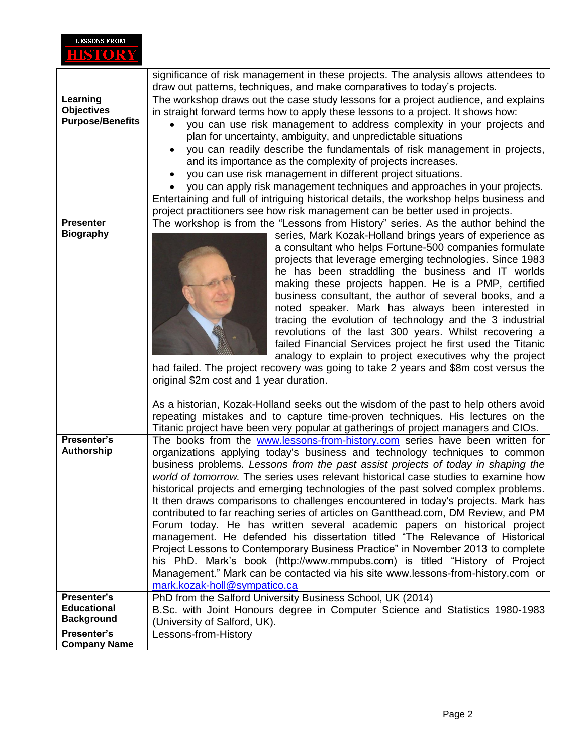| | |
|---|---|
| | significance of risk management in these projects. The analysis allows attendees to draw out patterns, techniques, and make comparatives to today's projects. |
| **Learning Objectives Purpose/Benefits** | The workshop draws out the case study lessons for a project audience, and explains in straight forward terms how to apply these lessons to a project. It shows how:<br>• you can use risk management to address complexity in your projects and plan for uncertainty, ambiguity, and unpredictable situations<br>• you can readily describe the fundamentals of risk management in projects, and its importance as the complexity of projects increases.<br>• you can use risk management in different project situations.<br>• you can apply risk management techniques and approaches in your projects.<br>Entertaining and full of intriguing historical details, the workshop helps business and project practitioners see how risk management can be better used in projects. |
| **Presenter Biography** | The workshop is from the "Lessons from History" series. As the author behind the series, Mark Kozak-Holland brings years of experience as a consultant who helps Fortune-500 companies formulate projects that leverage emerging technologies. Since 1983 he has been straddling the business and IT worlds making these projects happen. He is a PMP, certified business consultant, the author of several books, and a noted speaker. Mark has always been interested in tracing the evolution of technology and the 3 industrial revolutions of the last 300 years. Whilst recovering a failed Financial Services project he first used the Titanic analogy to explain to project executives why the project had failed. The project recovery was going to take 2 years and $8m cost versus the original $2m cost and 1 year duration.<br><br>As a historian, Kozak-Holland seeks out the wisdom of the past to help others avoid repeating mistakes and to capture time-proven techniques. His lectures on the Titanic project have been very popular at gatherings of project managers and CIOs. |
| **Presenter's Authorship** | The books from the www.lessons-from-history.com series have been written for organizations applying today's business and technology techniques to common business problems. *Lessons from the past assist projects of today in shaping the world of tomorrow.* The series uses relevant historical case studies to examine how historical projects and emerging technologies of the past solved complex problems. It then draws comparisons to challenges encountered in today's projects. Mark has contributed to far reaching series of articles on Gantthead.com, DM Review, and PM Forum today. He has written several academic papers on historical project management. He defended his dissertation titled "The Relevance of Historical Project Lessons to Contemporary Business Practice" in November 2013 to complete his PhD. Mark's book (http://www.mmpubs.com) is titled "History of Project Management." Mark can be contacted via his site www.lessons-from-history.com or mark.kozak-holl@sympatico.ca |
| **Presenter's Educational Background** | PhD from the Salford University Business School, UK (2014)<br>B.Sc. with Joint Honours degree in Computer Science and Statistics 1980-1983 (University of Salford, UK). |
| **Presenter's Company Name** | Lessons-from-History |